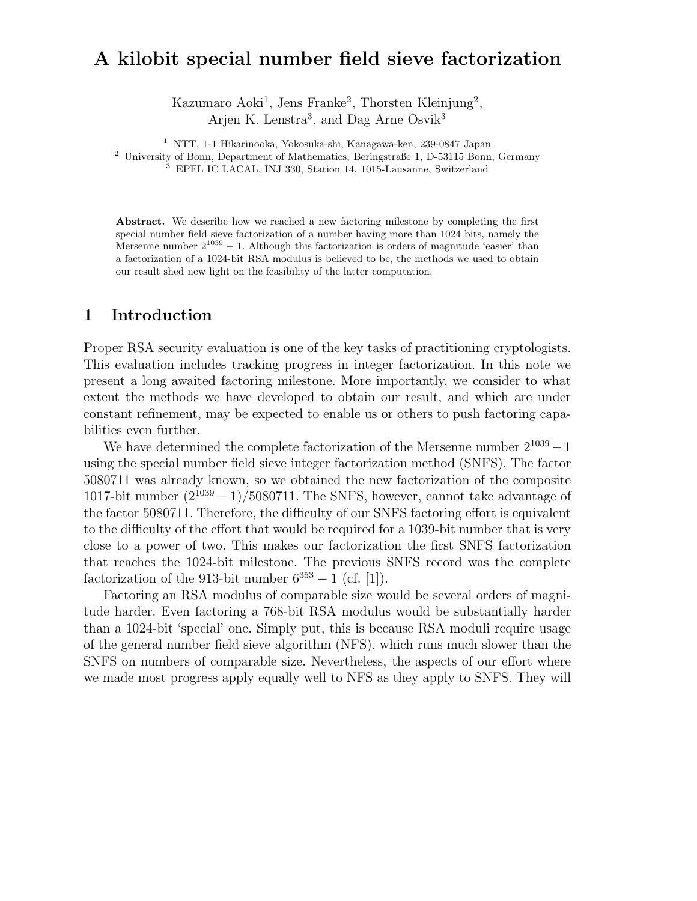# A kilobit special number field sieve factorization

Kazumaro Aoki[1], Jens Franke[2], Thorsten Kleinjung[2], Arjen K. Lenstra[3], and Dag Arne Osvik[3]

[1] NTT, 1-1 Hikarinooka, Yokosuka-shi, Kanagawa-ken, 239-0847 Japan
[2] University of Bonn, Department of Mathematics, Beringstraße 1, D-53115 Bonn, Germany
[3] EPFL IC LACAL, INJ 330, Station 14, 1015-Lausanne, Switzerland

**Abstract.** We describe how we reached a new factoring milestone by completing the first special number field sieve factorization of a number having more than 1024 bits, namely the Mersenne number $2^{1039} - 1$. Although this factorization is orders of magnitude 'easier' than a factorization of a 1024-bit RSA modulus is believed to be, the methods we used to obtain our result shed new light on the feasibility of the latter computation.

## 1 Introduction

Proper RSA security evaluation is one of the key tasks of practitioning cryptologists. This evaluation includes tracking progress in integer factorization. In this note we present a long awaited factoring milestone. More importantly, we consider to what extent the methods we have developed to obtain our result, and which are under constant refinement, may be expected to enable us or others to push factoring capabilities even further.

We have determined the complete factorization of the Mersenne number $2^{1039} - 1$ using the special number field sieve integer factorization method (SNFS). The factor 5080711 was already known, so we obtained the new factorization of the composite 1017-bit number $(2^{1039} - 1)/5080711$. The SNFS, however, cannot take advantage of the factor 5080711. Therefore, the difficulty of our SNFS factoring effort is equivalent to the difficulty of the effort that would be required for a 1039-bit number that is very close to a power of two. This makes our factorization the first SNFS factorization that reaches the 1024-bit milestone. The previous SNFS record was the complete factorization of the 913-bit number $6^{353} - 1$ (cf. [1]).

Factoring an RSA modulus of comparable size would be several orders of magnitude harder. Even factoring a 768-bit RSA modulus would be substantially harder than a 1024-bit 'special' one. Simply put, this is because RSA moduli require usage of the general number field sieve algorithm (NFS), which runs much slower than the SNFS on numbers of comparable size. Nevertheless, the aspects of our effort where we made most progress apply equally well to NFS as they apply to SNFS. They will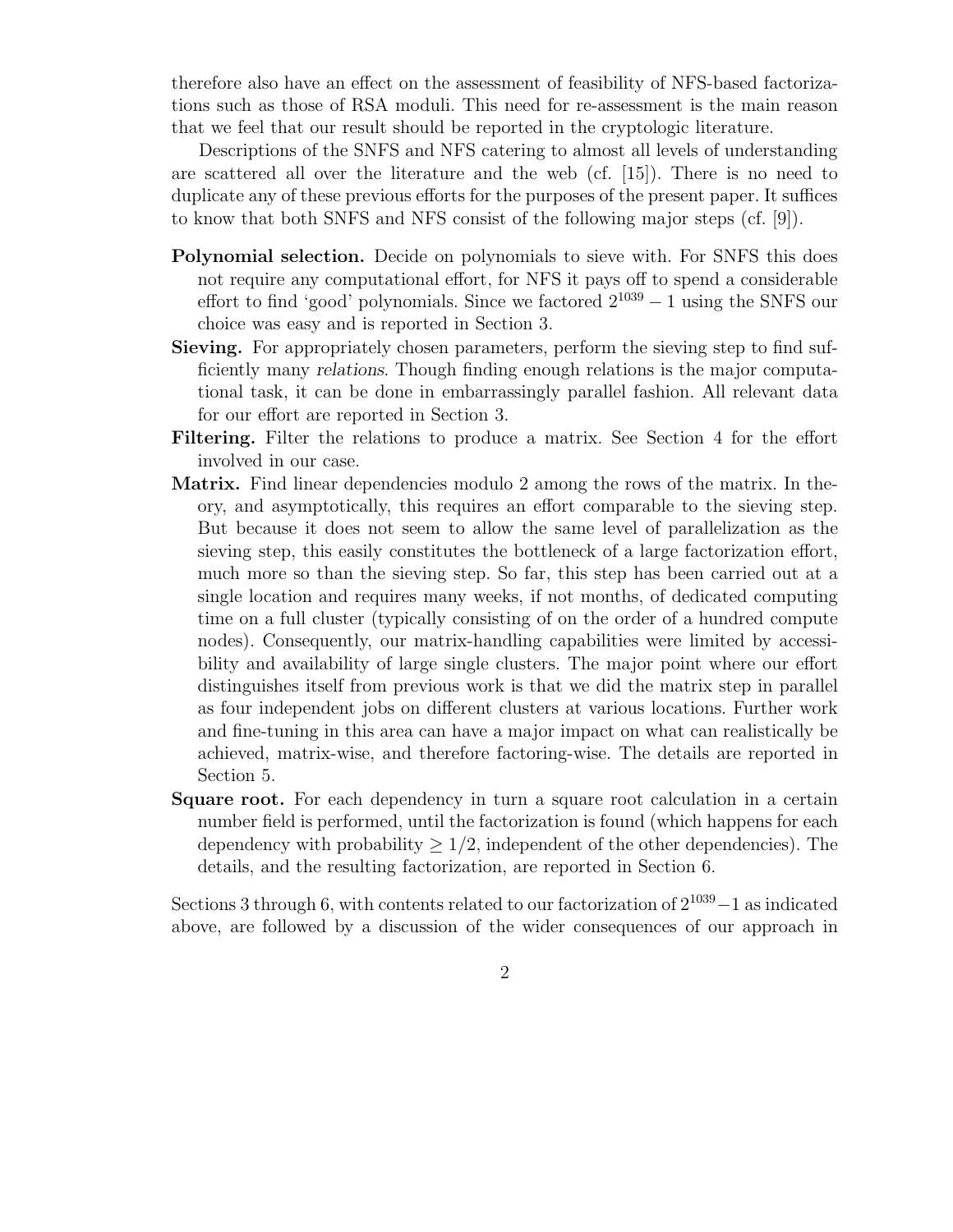therefore also have an effect on the assessment of feasibility of NFS-based factorizations such as those of RSA moduli. This need for re-assessment is the main reason that we feel that our result should be reported in the cryptologic literature.

Descriptions of the SNFS and NFS catering to almost all levels of understanding are scattered all over the literature and the web (cf. [15]). There is no need to duplicate any of these previous efforts for the purposes of the present paper. It suffices to know that both SNFS and NFS consist of the following major steps (cf. [9]).

**Polynomial selection.** Decide on polynomials to sieve with. For SNFS this does not require any computational effort, for NFS it pays off to spend a considerable effort to find 'good' polynomials. Since we factored $2^{1039} - 1$ using the SNFS our choice was easy and is reported in Section 3.

**Sieving.** For appropriately chosen parameters, perform the sieving step to find sufficiently many *relations*. Though finding enough relations is the major computational task, it can be done in embarrassingly parallel fashion. All relevant data for our effort are reported in Section 3.

**Filtering.** Filter the relations to produce a matrix. See Section 4 for the effort involved in our case.

**Matrix.** Find linear dependencies modulo 2 among the rows of the matrix. In theory, and asymptotically, this requires an effort comparable to the sieving step. But because it does not seem to allow the same level of parallelization as the sieving step, this easily constitutes the bottleneck of a large factorization effort, much more so than the sieving step. So far, this step has been carried out at a single location and requires many weeks, if not months, of dedicated computing time on a full cluster (typically consisting of on the order of a hundred compute nodes). Consequently, our matrix-handling capabilities were limited by accessibility and availability of large single clusters. The major point where our effort distinguishes itself from previous work is that we did the matrix step in parallel as four independent jobs on different clusters at various locations. Further work and fine-tuning in this area can have a major impact on what can realistically be achieved, matrix-wise, and therefore factoring-wise. The details are reported in Section 5.

**Square root.** For each dependency in turn a square root calculation in a certain number field is performed, until the factorization is found (which happens for each dependency with probability $\geq 1/2$, independent of the other dependencies). The details, and the resulting factorization, are reported in Section 6.

Sections 3 through 6, with contents related to our factorization of $2^{1039}-1$ as indicated above, are followed by a discussion of the wider consequences of our approach in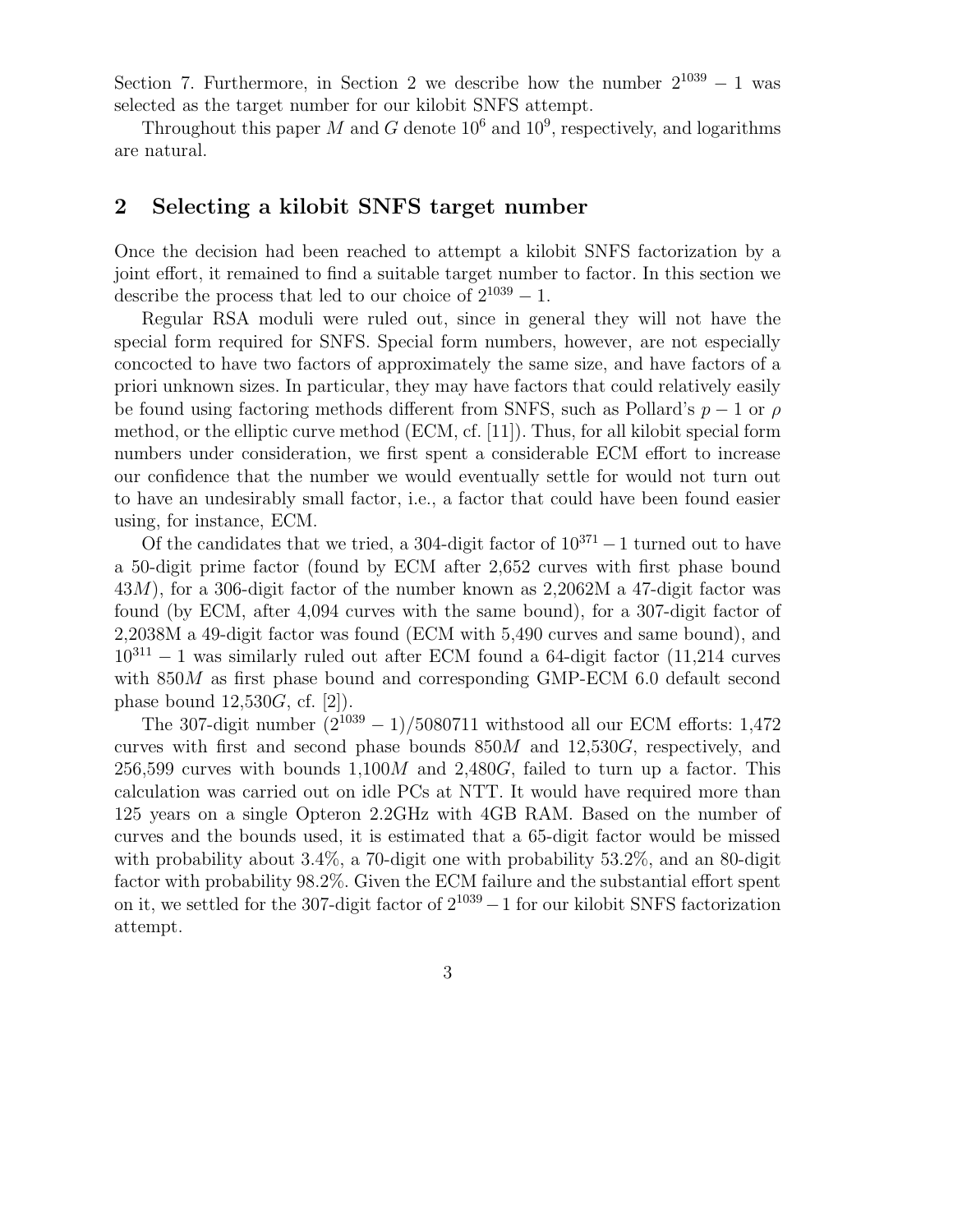Section 7. Furthermore, in Section 2 we describe how the number $2^{1039} - 1$ was selected as the target number for our kilobit SNFS attempt.

Throughout this paper $M$ and $G$ denote $10^6$ and $10^9$, respectively, and logarithms are natural.

## 2 Selecting a kilobit SNFS target number

Once the decision had been reached to attempt a kilobit SNFS factorization by a joint effort, it remained to find a suitable target number to factor. In this section we describe the process that led to our choice of $2^{1039} - 1$.

Regular RSA moduli were ruled out, since in general they will not have the special form required for SNFS. Special form numbers, however, are not especially concocted to have two factors of approximately the same size, and have factors of a priori unknown sizes. In particular, they may have factors that could relatively easily be found using factoring methods different from SNFS, such as Pollard's $p - 1$ or $\rho$ method, or the elliptic curve method (ECM, cf. [11]). Thus, for all kilobit special form numbers under consideration, we first spent a considerable ECM effort to increase our confidence that the number we would eventually settle for would not turn out to have an undesirably small factor, i.e., a factor that could have been found easier using, for instance, ECM.

Of the candidates that we tried, a 304-digit factor of $10^{371} - 1$ turned out to have a 50-digit prime factor (found by ECM after 2,652 curves with first phase bound $43M$), for a 306-digit factor of the number known as 2,2062M a 47-digit factor was found (by ECM, after 4,094 curves with the same bound), for a 307-digit factor of 2,2038M a 49-digit factor was found (ECM with 5,490 curves and same bound), and $10^{311} - 1$ was similarly ruled out after ECM found a 64-digit factor (11,214 curves with $850M$ as first phase bound and corresponding GMP-ECM 6.0 default second phase bound 12,530$G$, cf. [2]).

The 307-digit number $(2^{1039} - 1)/5080711$ withstood all our ECM efforts: 1,472 curves with first and second phase bounds $850M$ and 12,530$G$, respectively, and 256,599 curves with bounds 1,100$M$ and 2,480$G$, failed to turn up a factor. This calculation was carried out on idle PCs at NTT. It would have required more than 125 years on a single Opteron 2.2GHz with 4GB RAM. Based on the number of curves and the bounds used, it is estimated that a 65-digit factor would be missed with probability about 3.4%, a 70-digit one with probability 53.2%, and an 80-digit factor with probability 98.2%. Given the ECM failure and the substantial effort spent on it, we settled for the 307-digit factor of $2^{1039} - 1$ for our kilobit SNFS factorization attempt.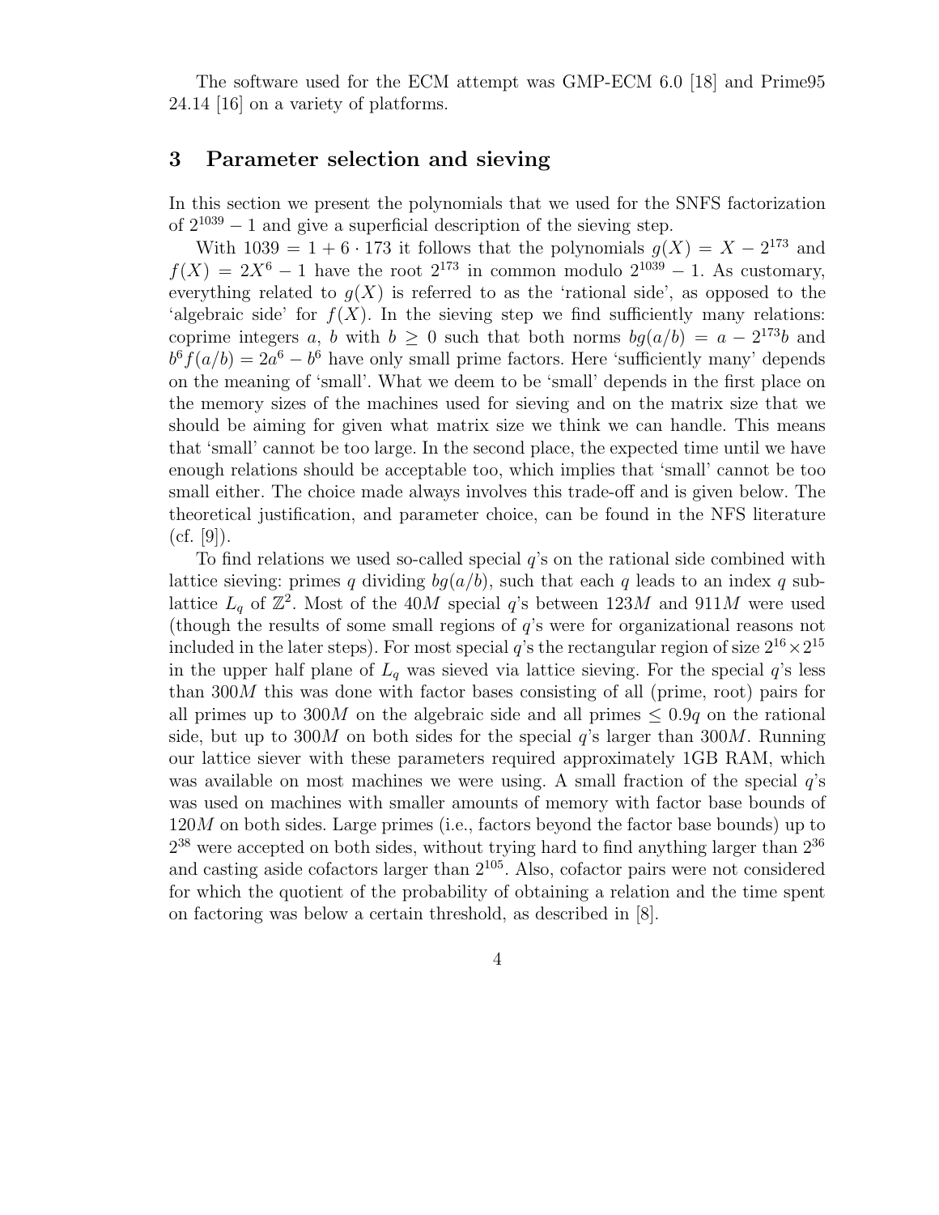The software used for the ECM attempt was GMP-ECM 6.0 [18] and Prime95 24.14 [16] on a variety of platforms.

## 3 Parameter selection and sieving

In this section we present the polynomials that we used for the SNFS factorization of $2^{1039} - 1$ and give a superficial description of the sieving step.

With $1039 = 1 + 6 \cdot 173$ it follows that the polynomials $g(X) = X - 2^{173}$ and $f(X) = 2X^6 - 1$ have the root $2^{173}$ in common modulo $2^{1039} - 1$. As customary, everything related to $g(X)$ is referred to as the 'rational side', as opposed to the 'algebraic side' for $f(X)$. In the sieving step we find sufficiently many relations: coprime integers $a$, $b$ with $b \geq 0$ such that both norms $bg(a/b) = a - 2^{173}b$ and $b^6 f(a/b) = 2a^6 - b^6$ have only small prime factors. Here 'sufficiently many' depends on the meaning of 'small'. What we deem to be 'small' depends in the first place on the memory sizes of the machines used for sieving and on the matrix size that we should be aiming for given what matrix size we think we can handle. This means that 'small' cannot be too large. In the second place, the expected time until we have enough relations should be acceptable too, which implies that 'small' cannot be too small either. The choice made always involves this trade-off and is given below. The theoretical justification, and parameter choice, can be found in the NFS literature (cf. [9]).

To find relations we used so-called special $q$'s on the rational side combined with lattice sieving: primes $q$ dividing $bg(a/b)$, such that each $q$ leads to an index $q$ sublattice $L_q$ of $\mathbb{Z}^2$. Most of the $40M$ special $q$'s between $123M$ and $911M$ were used (though the results of some small regions of $q$'s were for organizational reasons not included in the later steps). For most special $q$'s the rectangular region of size $2^{16} \times 2^{15}$ in the upper half plane of $L_q$ was sieved via lattice sieving. For the special $q$'s less than $300M$ this was done with factor bases consisting of all (prime, root) pairs for all primes up to $300M$ on the algebraic side and all primes $\leq 0.9q$ on the rational side, but up to $300M$ on both sides for the special $q$'s larger than $300M$. Running our lattice siever with these parameters required approximately 1GB RAM, which was available on most machines we were using. A small fraction of the special $q$'s was used on machines with smaller amounts of memory with factor base bounds of $120M$ on both sides. Large primes (i.e., factors beyond the factor base bounds) up to $2^{38}$ were accepted on both sides, without trying hard to find anything larger than $2^{36}$ and casting aside cofactors larger than $2^{105}$. Also, cofactor pairs were not considered for which the quotient of the probability of obtaining a relation and the time spent on factoring was below a certain threshold, as described in [8].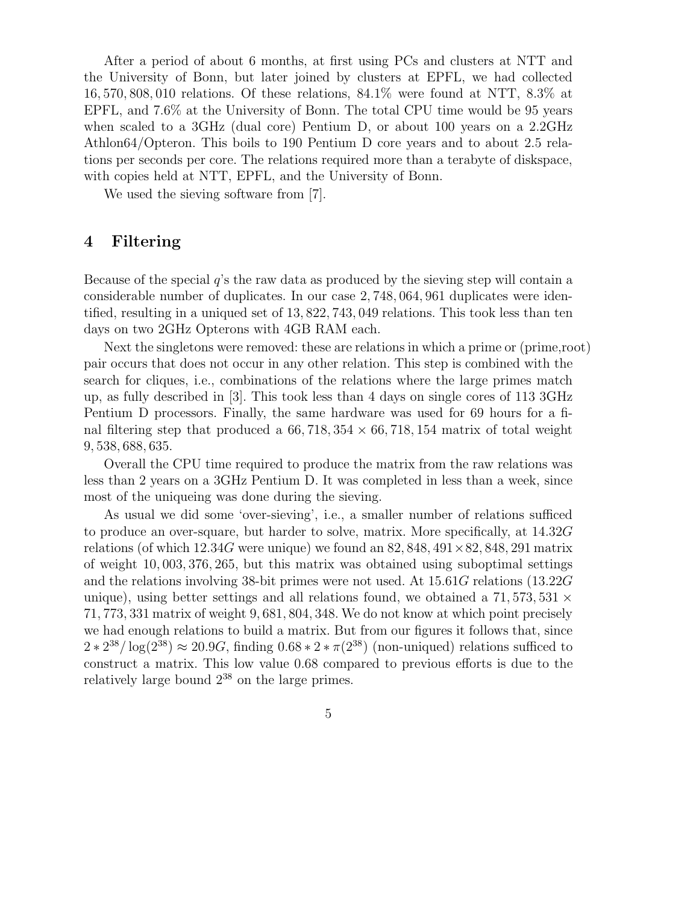After a period of about 6 months, at first using PCs and clusters at NTT and the University of Bonn, but later joined by clusters at EPFL, we had collected $16,570,808,010$ relations. Of these relations, 84.1% were found at NTT, 8.3% at EPFL, and 7.6% at the University of Bonn. The total CPU time would be 95 years when scaled to a 3GHz (dual core) Pentium D, or about 100 years on a 2.2GHz Athlon64/Opteron. This boils to 190 Pentium D core years and to about 2.5 relations per seconds per core. The relations required more than a terabyte of diskspace, with copies held at NTT, EPFL, and the University of Bonn.

We used the sieving software from [7].

## 4 Filtering

Because of the special $q$'s the raw data as produced by the sieving step will contain a considerable number of duplicates. In our case $2,748,064,961$ duplicates were identified, resulting in a uniqued set of $13,822,743,049$ relations. This took less than ten days on two 2GHz Opterons with 4GB RAM each.

Next the singletons were removed: these are relations in which a prime or (prime,root) pair occurs that does not occur in any other relation. This step is combined with the search for cliques, i.e., combinations of the relations where the large primes match up, as fully described in [3]. This took less than 4 days on single cores of 113 3GHz Pentium D processors. Finally, the same hardware was used for 69 hours for a final filtering step that produced a $66,718,354 \times 66,718,154$ matrix of total weight $9,538,688,635$.

Overall the CPU time required to produce the matrix from the raw relations was less than 2 years on a 3GHz Pentium D. It was completed in less than a week, since most of the uniqueing was done during the sieving.

As usual we did some 'over-sieving', i.e., a smaller number of relations sufficed to produce an over-square, but harder to solve, matrix. More specifically, at $14.32G$ relations (of which $12.34G$ were unique) we found an $82,848,491 \times 82,848,291$ matrix of weight $10,003,376,265$, but this matrix was obtained using suboptimal settings and the relations involving 38-bit primes were not used. At $15.61G$ relations ($13.22G$ unique), using better settings and all relations found, we obtained a $71,573,531 \times 71,773,331$ matrix of weight $9,681,804,348$. We do not know at which point precisely we had enough relations to build a matrix. But from our figures it follows that, since $2 * 2^{38}/\log(2^{38}) \approx 20.9G$, finding $0.68 * 2 * \pi(2^{38})$ (non-uniqued) relations sufficed to construct a matrix. This low value 0.68 compared to previous efforts is due to the relatively large bound $2^{38}$ on the large primes.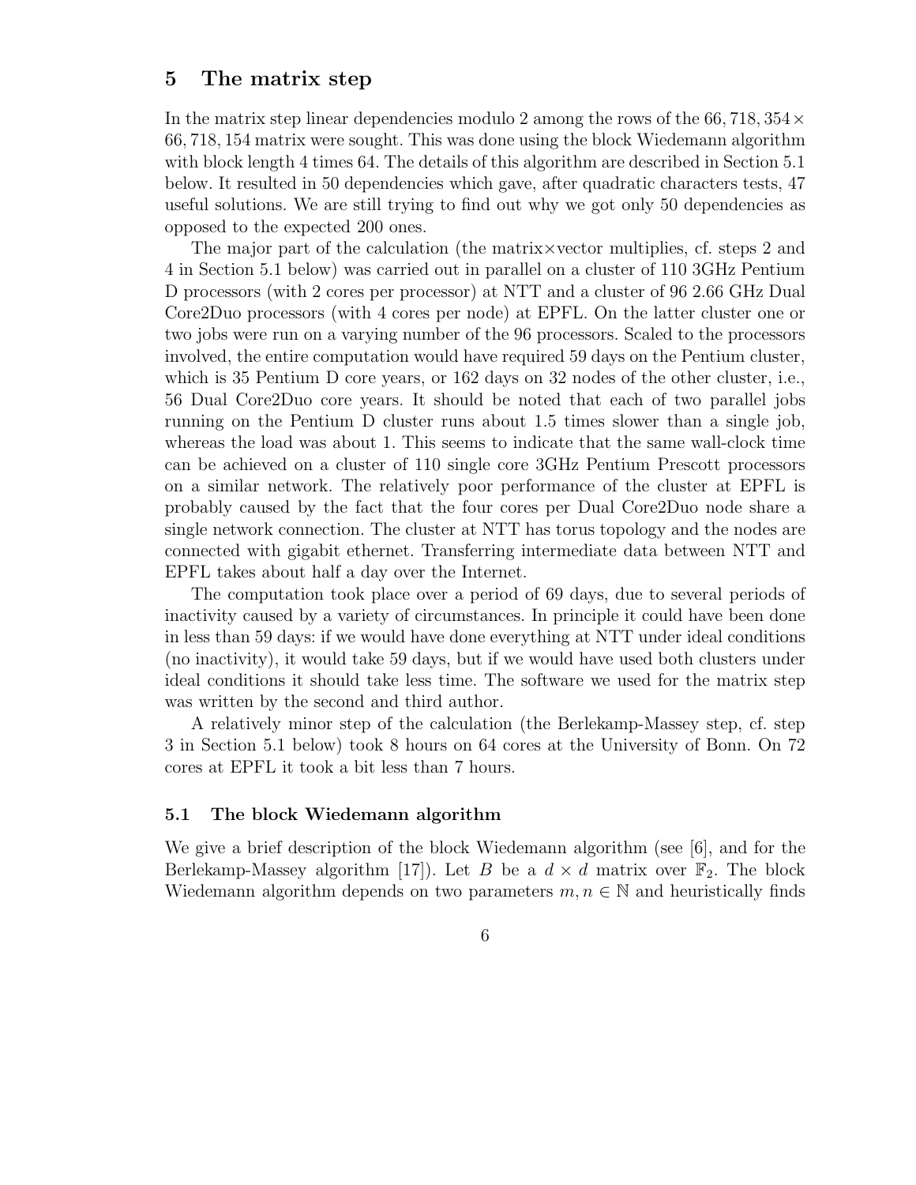## 5 The matrix step

In the matrix step linear dependencies modulo 2 among the rows of the $66,718,354 \times 66,718,154$ matrix were sought. This was done using the block Wiedemann algorithm with block length 4 times 64. The details of this algorithm are described in Section 5.1 below. It resulted in 50 dependencies which gave, after quadratic characters tests, 47 useful solutions. We are still trying to find out why we got only 50 dependencies as opposed to the expected 200 ones.

The major part of the calculation (the matrix×vector multiplies, cf. steps 2 and 4 in Section 5.1 below) was carried out in parallel on a cluster of 110 3GHz Pentium D processors (with 2 cores per processor) at NTT and a cluster of 96 2.66 GHz Dual Core2Duo processors (with 4 cores per node) at EPFL. On the latter cluster one or two jobs were run on a varying number of the 96 processors. Scaled to the processors involved, the entire computation would have required 59 days on the Pentium cluster, which is 35 Pentium D core years, or 162 days on 32 nodes of the other cluster, i.e., 56 Dual Core2Duo core years. It should be noted that each of two parallel jobs running on the Pentium D cluster runs about 1.5 times slower than a single job, whereas the load was about 1. This seems to indicate that the same wall-clock time can be achieved on a cluster of 110 single core 3GHz Pentium Prescott processors on a similar network. The relatively poor performance of the cluster at EPFL is probably caused by the fact that the four cores per Dual Core2Duo node share a single network connection. The cluster at NTT has torus topology and the nodes are connected with gigabit ethernet. Transferring intermediate data between NTT and EPFL takes about half a day over the Internet.

The computation took place over a period of 69 days, due to several periods of inactivity caused by a variety of circumstances. In principle it could have been done in less than 59 days: if we would have done everything at NTT under ideal conditions (no inactivity), it would take 59 days, but if we would have used both clusters under ideal conditions it should take less time. The software we used for the matrix step was written by the second and third author.

A relatively minor step of the calculation (the Berlekamp-Massey step, cf. step 3 in Section 5.1 below) took 8 hours on 64 cores at the University of Bonn. On 72 cores at EPFL it took a bit less than 7 hours.

### 5.1 The block Wiedemann algorithm

We give a brief description of the block Wiedemann algorithm (see [6], and for the Berlekamp-Massey algorithm [17]). Let $B$ be a $d \times d$ matrix over $\mathbb{F}_2$. The block Wiedemann algorithm depends on two parameters $m, n \in \mathbb{N}$ and heuristically finds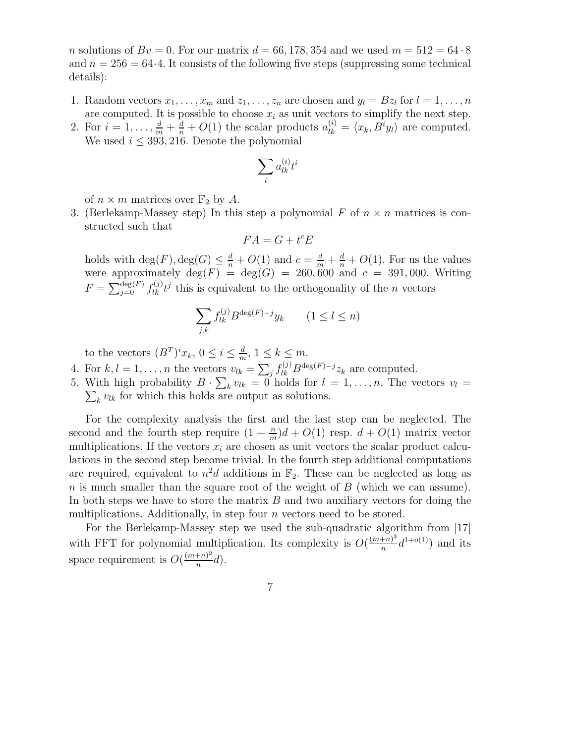$n$ solutions of $Bv = 0$. For our matrix $d = 66,178,354$ and we used $m = 512 = 64 \cdot 8$ and $n = 256 = 64 \cdot 4$. It consists of the following five steps (suppressing some technical details):

1. Random vectors $x_1, \ldots, x_m$ and $z_1, \ldots, z_n$ are chosen and $y_l = Bz_l$ for $l = 1, \ldots, n$ are computed. It is possible to choose $x_i$ as unit vectors to simplify the next step.
2. For $i = 1, \ldots, \frac{d}{m} + \frac{d}{n} + O(1)$ the scalar products $a_{lk}^{(i)} = \langle x_k, B^i y_l \rangle$ are computed. We used $i \leq 393,216$. Denote the polynomial
$$\sum_i a_{lk}^{(i)} t^i$$
of $n \times m$ matrices over $\mathbb{F}_2$ by $A$.
3. (Berlekamp-Massey step) In this step a polynomial $F$ of $n \times n$ matrices is constructed such that
$$FA = G + t^c E$$
holds with $\deg(F), \deg(G) \leq \frac{d}{n} + O(1)$ and $c = \frac{d}{m} + \frac{d}{n} + O(1)$. For us the values were approximately $\deg(F) = \deg(G) = 260,600$ and $c = 391,000$. Writing $F = \sum_{j=0}^{\deg(F)} f_{lk}^{(j)} t^j$ this is equivalent to the orthogonality of the $n$ vectors
$$\sum_{j,k} f_{lk}^{(j)} B^{\deg(F)-j} y_k \qquad (1 \leq l \leq n)$$
to the vectors $(B^T)^i x_k$, $0 \leq i \leq \frac{d}{m}$, $1 \leq k \leq m$.
4. For $k, l = 1, \ldots, n$ the vectors $v_{lk} = \sum_j f_{lk}^{(j)} B^{\deg(F)-j} z_k$ are computed.
5. With high probability $B \cdot \sum_k v_{lk} = 0$ holds for $l = 1, \ldots, n$. The vectors $v_l = \sum_k v_{lk}$ for which this holds are output as solutions.

For the complexity analysis the first and the last step can be neglected. The second and the fourth step require $(1 + \frac{n}{m})d + O(1)$ resp. $d + O(1)$ matrix vector multiplications. If the vectors $x_i$ are chosen as unit vectors the scalar product calculations in the second step become trivial. In the fourth step additional computations are required, equivalent to $n^2 d$ additions in $\mathbb{F}_2$. These can be neglected as long as $n$ is much smaller than the square root of the weight of $B$ (which we can assume). In both steps we have to store the matrix $B$ and two auxiliary vectors for doing the multiplications. Additionally, in step four $n$ vectors need to be stored.

For the Berlekamp-Massey step we used the sub-quadratic algorithm from [17] with FFT for polynomial multiplication. Its complexity is $O(\frac{(m+n)^3}{n} d^{1+o(1)})$ and its space requirement is $O(\frac{(m+n)^2}{n} d)$.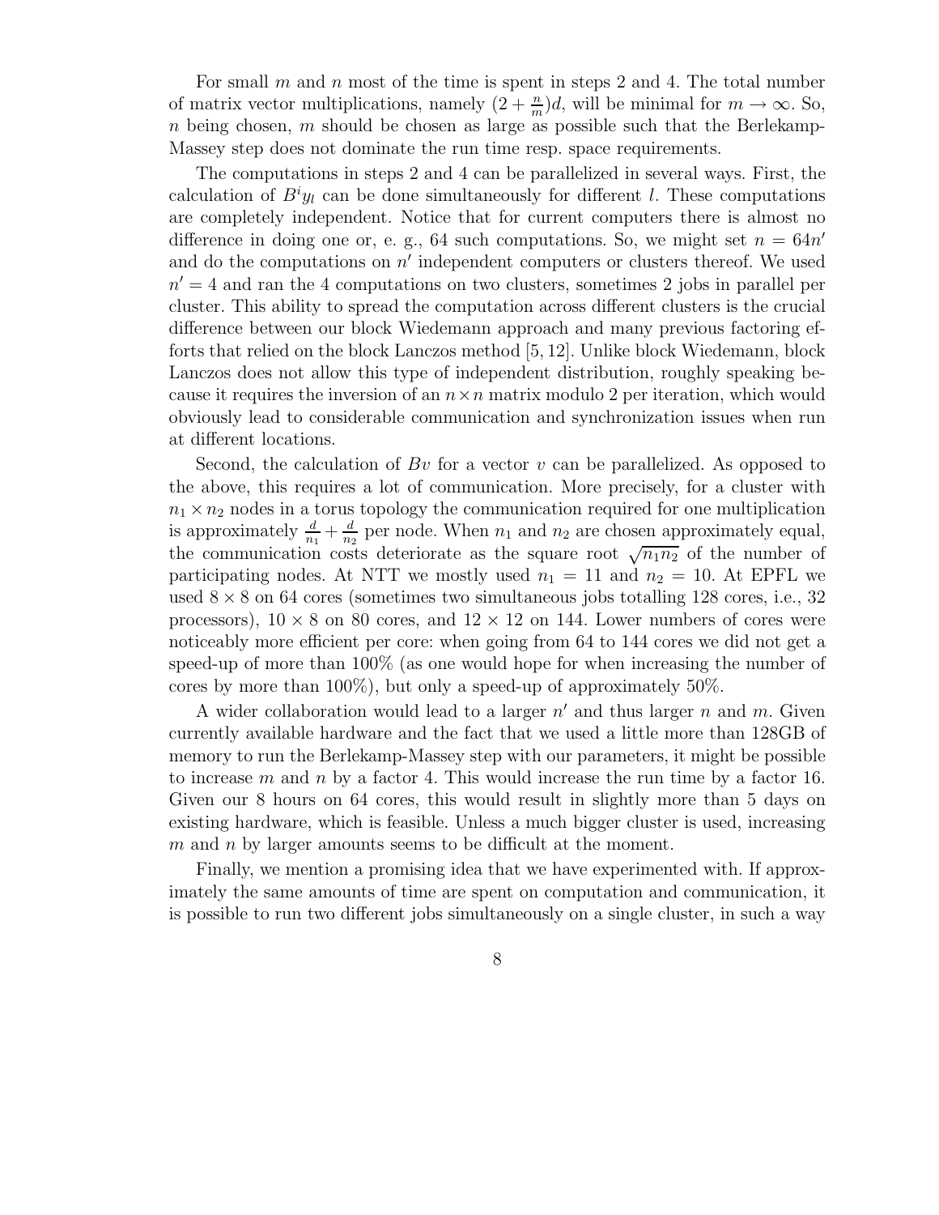For small $m$ and $n$ most of the time is spent in steps 2 and 4. The total number of matrix vector multiplications, namely $(2 + \frac{n}{m})d$, will be minimal for $m \to \infty$. So, $n$ being chosen, $m$ should be chosen as large as possible such that the Berlekamp-Massey step does not dominate the run time resp. space requirements.

The computations in steps 2 and 4 can be parallelized in several ways. First, the calculation of $B^i y_l$ can be done simultaneously for different $l$. These computations are completely independent. Notice that for current computers there is almost no difference in doing one or, e. g., 64 such computations. So, we might set $n = 64n'$ and do the computations on $n'$ independent computers or clusters thereof. We used $n' = 4$ and ran the 4 computations on two clusters, sometimes 2 jobs in parallel per cluster. This ability to spread the computation across different clusters is the crucial difference between our block Wiedemann approach and many previous factoring efforts that relied on the block Lanczos method [5, 12]. Unlike block Wiedemann, block Lanczos does not allow this type of independent distribution, roughly speaking because it requires the inversion of an $n \times n$ matrix modulo 2 per iteration, which would obviously lead to considerable communication and synchronization issues when run at different locations.

Second, the calculation of $Bv$ for a vector $v$ can be parallelized. As opposed to the above, this requires a lot of communication. More precisely, for a cluster with $n_1 \times n_2$ nodes in a torus topology the communication required for one multiplication is approximately $\frac{d}{n_1} + \frac{d}{n_2}$ per node. When $n_1$ and $n_2$ are chosen approximately equal, the communication costs deteriorate as the square root $\sqrt{n_1 n_2}$ of the number of participating nodes. At NTT we mostly used $n_1 = 11$ and $n_2 = 10$. At EPFL we used $8 \times 8$ on 64 cores (sometimes two simultaneous jobs totalling 128 cores, i.e., 32 processors), $10 \times 8$ on 80 cores, and $12 \times 12$ on 144. Lower numbers of cores were noticeably more efficient per core: when going from 64 to 144 cores we did not get a speed-up of more than 100% (as one would hope for when increasing the number of cores by more than 100%), but only a speed-up of approximately 50%.

A wider collaboration would lead to a larger $n'$ and thus larger $n$ and $m$. Given currently available hardware and the fact that we used a little more than 128GB of memory to run the Berlekamp-Massey step with our parameters, it might be possible to increase $m$ and $n$ by a factor 4. This would increase the run time by a factor 16. Given our 8 hours on 64 cores, this would result in slightly more than 5 days on existing hardware, which is feasible. Unless a much bigger cluster is used, increasing $m$ and $n$ by larger amounts seems to be difficult at the moment.

Finally, we mention a promising idea that we have experimented with. If approximately the same amounts of time are spent on computation and communication, it is possible to run two different jobs simultaneously on a single cluster, in such a way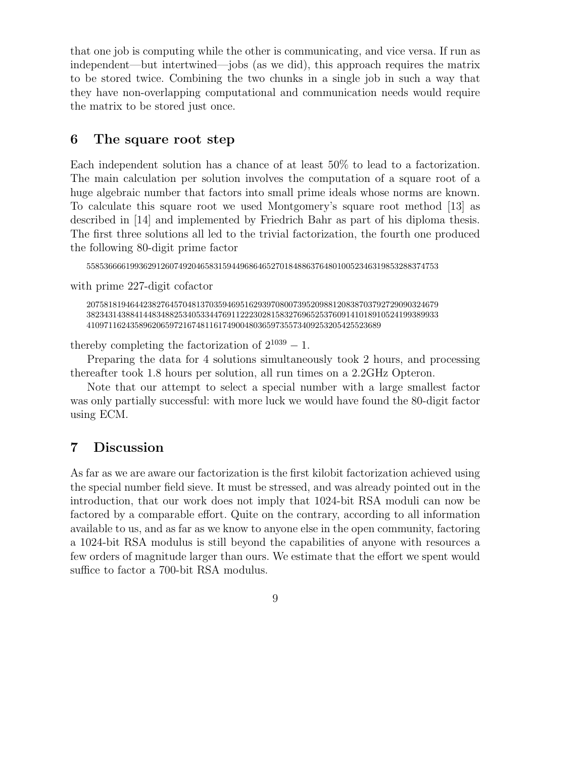that one job is computing while the other is communicating, and vice versa. If run as independent—but intertwined—jobs (as we did), this approach requires the matrix to be stored twice. Combining the two chunks in a single job in such a way that they have non-overlapping computational and communication needs would require the matrix to be stored just once.

## 6 The square root step

Each independent solution has a chance of at least 50% to lead to a factorization. The main calculation per solution involves the computation of a square root of a huge algebraic number that factors into small prime ideals whose norms are known. To calculate this square root we used Montgomery's square root method [13] as described in [14] and implemented by Friedrich Bahr as part of his diploma thesis. The first three solutions all led to the trivial factorization, the fourth one produced the following 80-digit prime factor

55853666619936291260749204658315944968646527018488637648010052346319853288374753

with prime 227-digit cofactor

20758181946442382764570481370359469516293970800739520988120838703792729090324679
38234314388414483488253405334476911222302815832769652537609141018910524199389933
410971162435896206597216748116174900480365973557340925320542552368​9

thereby completing the factorization of $2^{1039} - 1$.

Preparing the data for 4 solutions simultaneously took 2 hours, and processing thereafter took 1.8 hours per solution, all run times on a 2.2GHz Opteron.

Note that our attempt to select a special number with a large smallest factor was only partially successful: with more luck we would have found the 80-digit factor using ECM.

## 7 Discussion

As far as we are aware our factorization is the first kilobit factorization achieved using the special number field sieve. It must be stressed, and was already pointed out in the introduction, that our work does not imply that 1024-bit RSA moduli can now be factored by a comparable effort. Quite on the contrary, according to all information available to us, and as far as we know to anyone else in the open community, factoring a 1024-bit RSA modulus is still beyond the capabilities of anyone with resources a few orders of magnitude larger than ours. We estimate that the effort we spent would suffice to factor a 700-bit RSA modulus.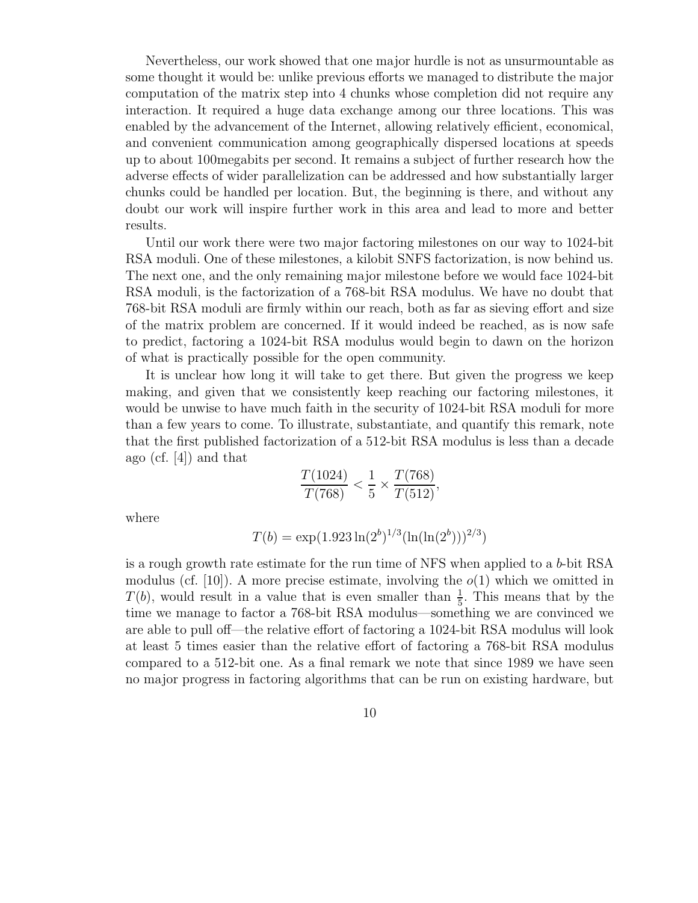Nevertheless, our work showed that one major hurdle is not as unsurmountable as some thought it would be: unlike previous efforts we managed to distribute the major computation of the matrix step into 4 chunks whose completion did not require any interaction. It required a huge data exchange among our three locations. This was enabled by the advancement of the Internet, allowing relatively efficient, economical, and convenient communication among geographically dispersed locations at speeds up to about 100megabits per second. It remains a subject of further research how the adverse effects of wider parallelization can be addressed and how substantially larger chunks could be handled per location. But, the beginning is there, and without any doubt our work will inspire further work in this area and lead to more and better results.

Until our work there were two major factoring milestones on our way to 1024-bit RSA moduli. One of these milestones, a kilobit SNFS factorization, is now behind us. The next one, and the only remaining major milestone before we would face 1024-bit RSA moduli, is the factorization of a 768-bit RSA modulus. We have no doubt that 768-bit RSA moduli are firmly within our reach, both as far as sieving effort and size of the matrix problem are concerned. If it would indeed be reached, as is now safe to predict, factoring a 1024-bit RSA modulus would begin to dawn on the horizon of what is practically possible for the open community.

It is unclear how long it will take to get there. But given the progress we keep making, and given that we consistently keep reaching our factoring milestones, it would be unwise to have much faith in the security of 1024-bit RSA moduli for more than a few years to come. To illustrate, substantiate, and quantify this remark, note that the first published factorization of a 512-bit RSA modulus is less than a decade ago (cf. [4]) and that

$$\frac{T(1024)}{T(768)} < \frac{1}{5} \times \frac{T(768)}{T(512)},$$

where

$$T(b) = \exp(1.923 \ln(2^b)^{1/3} (\ln(\ln(2^b)))^{2/3})$$

is a rough growth rate estimate for the run time of NFS when applied to a $b$-bit RSA modulus (cf. [10]). A more precise estimate, involving the $o(1)$ which we omitted in $T(b)$, would result in a value that is even smaller than $\frac{1}{5}$. This means that by the time we manage to factor a 768-bit RSA modulus—something we are convinced we are able to pull off—the relative effort of factoring a 1024-bit RSA modulus will look at least 5 times easier than the relative effort of factoring a 768-bit RSA modulus compared to a 512-bit one. As a final remark we note that since 1989 we have seen no major progress in factoring algorithms that can be run on existing hardware, but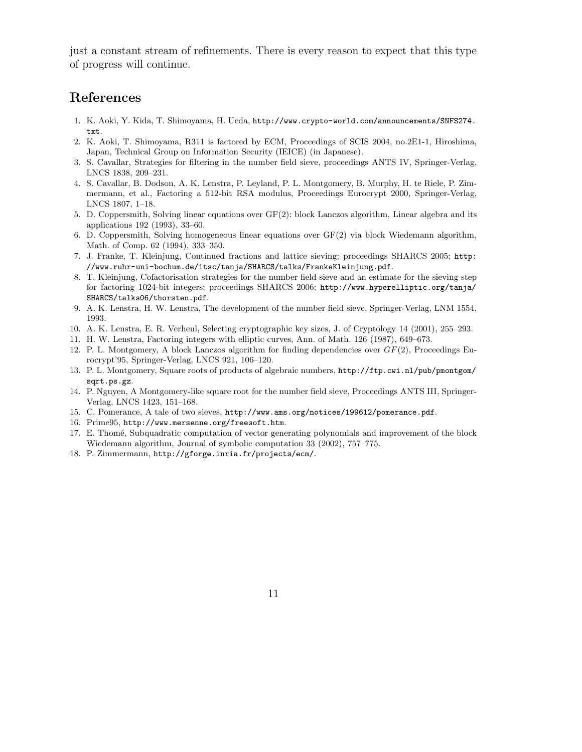just a constant stream of refinements. There is every reason to expect that this type of progress will continue.

## References

1. K. Aoki, Y. Kida, T. Shimoyama, H. Ueda, `http://www.crypto-world.com/announcements/SNFS274.txt`.
2. K. Aoki, T. Shimoyama, R311 is factored by ECM, Proceedings of SCIS 2004, no.2E1-1, Hiroshima, Japan, Technical Group on Information Security (IEICE) (in Japanese).
3. S. Cavallar, Strategies for filtering in the number field sieve, proceedings ANTS IV, Springer-Verlag, LNCS 1838, 209–231.
4. S. Cavallar, B. Dodson, A. K. Lenstra, P. Leyland, P. L. Montgomery, B. Murphy, H. te Riele, P. Zimmermann, et al., Factoring a 512-bit RSA modulus, Proceedings Eurocrypt 2000, Springer-Verlag, LNCS 1807, 1–18.
5. D. Coppersmith, Solving linear equations over GF(2): block Lanczos algorithm, Linear algebra and its applications 192 (1993), 33–60.
6. D. Coppersmith, Solving homogeneous linear equations over GF(2) via block Wiedemann algorithm, Math. of Comp. 62 (1994), 333–350.
7. J. Franke, T. Kleinjung, Continued fractions and lattice sieving; proceedings SHARCS 2005; `http://www.ruhr-uni-bochum.de/itsc/tanja/SHARCS/talks/FrankeKleinjung.pdf`.
8. T. Kleinjung, Cofactorisation strategies for the number field sieve and an estimate for the sieving step for factoring 1024-bit integers; proceedings SHARCS 2006; `http://www.hyperelliptic.org/tanja/SHARCS/talks06/thorsten.pdf`.
9. A. K. Lenstra, H. W. Lenstra, The development of the number field sieve, Springer-Verlag, LNM 1554, 1993.
10. A. K. Lenstra, E. R. Verheul, Selecting cryptographic key sizes, J. of Cryptology 14 (2001), 255–293.
11. H. W. Lenstra, Factoring integers with elliptic curves, Ann. of Math. 126 (1987), 649–673.
12. P. L. Montgomery, A block Lanczos algorithm for finding dependencies over $GF(2)$, Proceedings Eurocrypt'95, Springer-Verlag, LNCS 921, 106–120.
13. P. L. Montgomery, Square roots of products of algebraic numbers, `http://ftp.cwi.nl/pub/pmontgom/sqrt.ps.gz`.
14. P. Nguyen, A Montgomery-like square root for the number field sieve, Proceedings ANTS III, Springer-Verlag, LNCS 1423, 151–168.
15. C. Pomerance, A tale of two sieves, `http://www.ams.org/notices/199612/pomerance.pdf`.
16. Prime95, `http://www.mersenne.org/freesoft.htm`.
17. E. Thomé, Subquadratic computation of vector generating polynomials and improvement of the block Wiedemann algorithm, Journal of symbolic computation 33 (2002), 757–775.
18. P. Zimmermann, `http://gforge.inria.fr/projects/ecm/`.